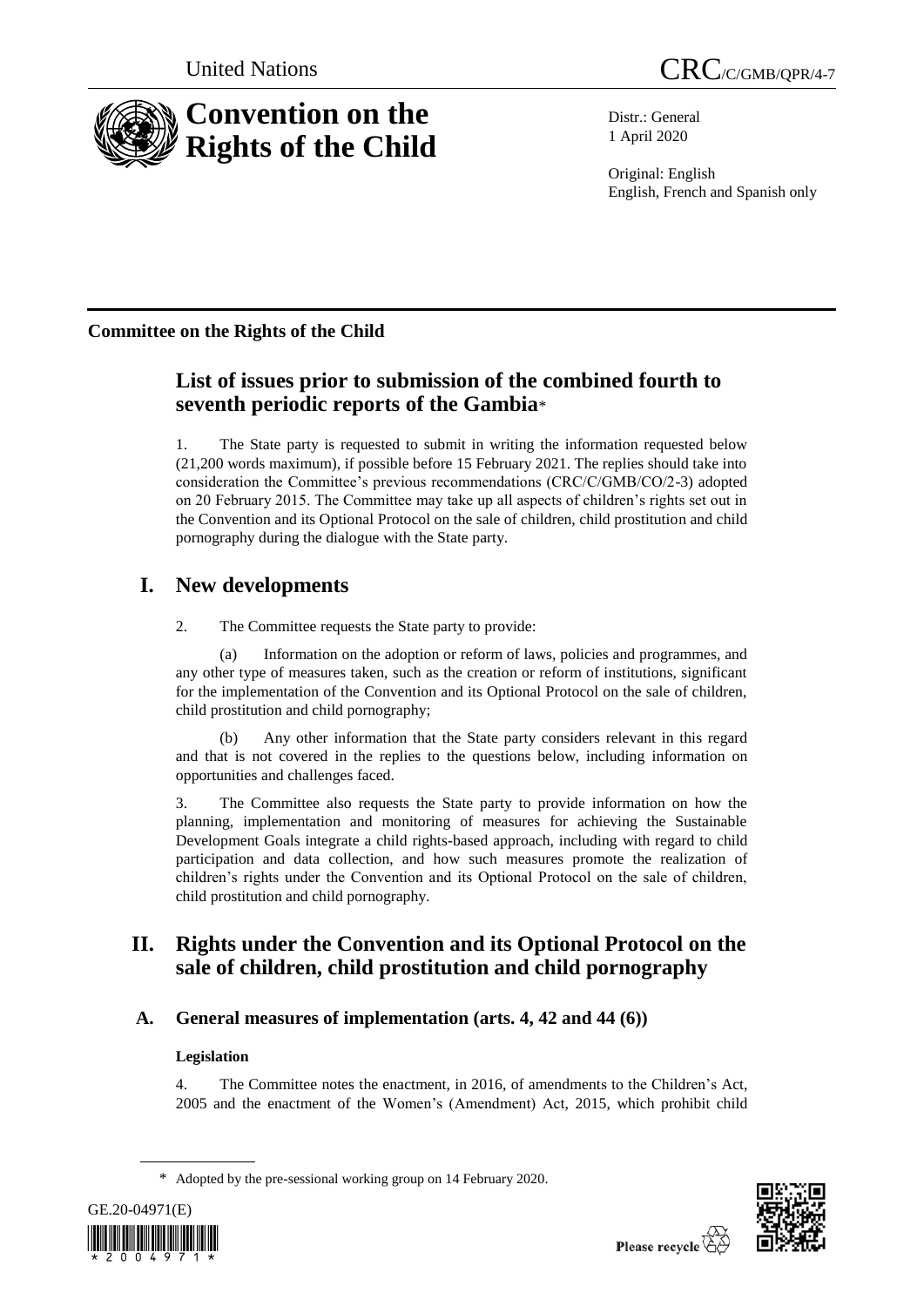United Nations CRC/C/GMB/QPR/4-7

# Convention on the Rights of the Child

Distr.: General
1 April 2020

Original: English
English, French and Spanish only

**Committee on the Rights of the Child**

## List of issues prior to submission of the combined fourth to seventh periodic reports of the Gambia*

1. The State party is requested to submit in writing the information requested below (21,200 words maximum), if possible before 15 February 2021. The replies should take into consideration the Committee's previous recommendations (CRC/C/GMB/CO/2-3) adopted on 20 February 2015. The Committee may take up all aspects of children's rights set out in the Convention and its Optional Protocol on the sale of children, child prostitution and child pornography during the dialogue with the State party.

# I. New developments

2. The Committee requests the State party to provide:

(a) Information on the adoption or reform of laws, policies and programmes, and any other type of measures taken, such as the creation or reform of institutions, significant for the implementation of the Convention and its Optional Protocol on the sale of children, child prostitution and child pornography;

(b) Any other information that the State party considers relevant in this regard and that is not covered in the replies to the questions below, including information on opportunities and challenges faced.

3. The Committee also requests the State party to provide information on how the planning, implementation and monitoring of measures for achieving the Sustainable Development Goals integrate a child rights-based approach, including with regard to child participation and data collection, and how such measures promote the realization of children's rights under the Convention and its Optional Protocol on the sale of children, child prostitution and child pornography.

# II. Rights under the Convention and its Optional Protocol on the sale of children, child prostitution and child pornography

## A. General measures of implementation (arts. 4, 42 and 44 (6))

### Legislation

4. The Committee notes the enactment, in 2016, of amendments to the Children's Act, 2005 and the enactment of the Women's (Amendment) Act, 2015, which prohibit child

\* Adopted by the pre-sessional working group on 14 February 2020.

GE.20-04971(E)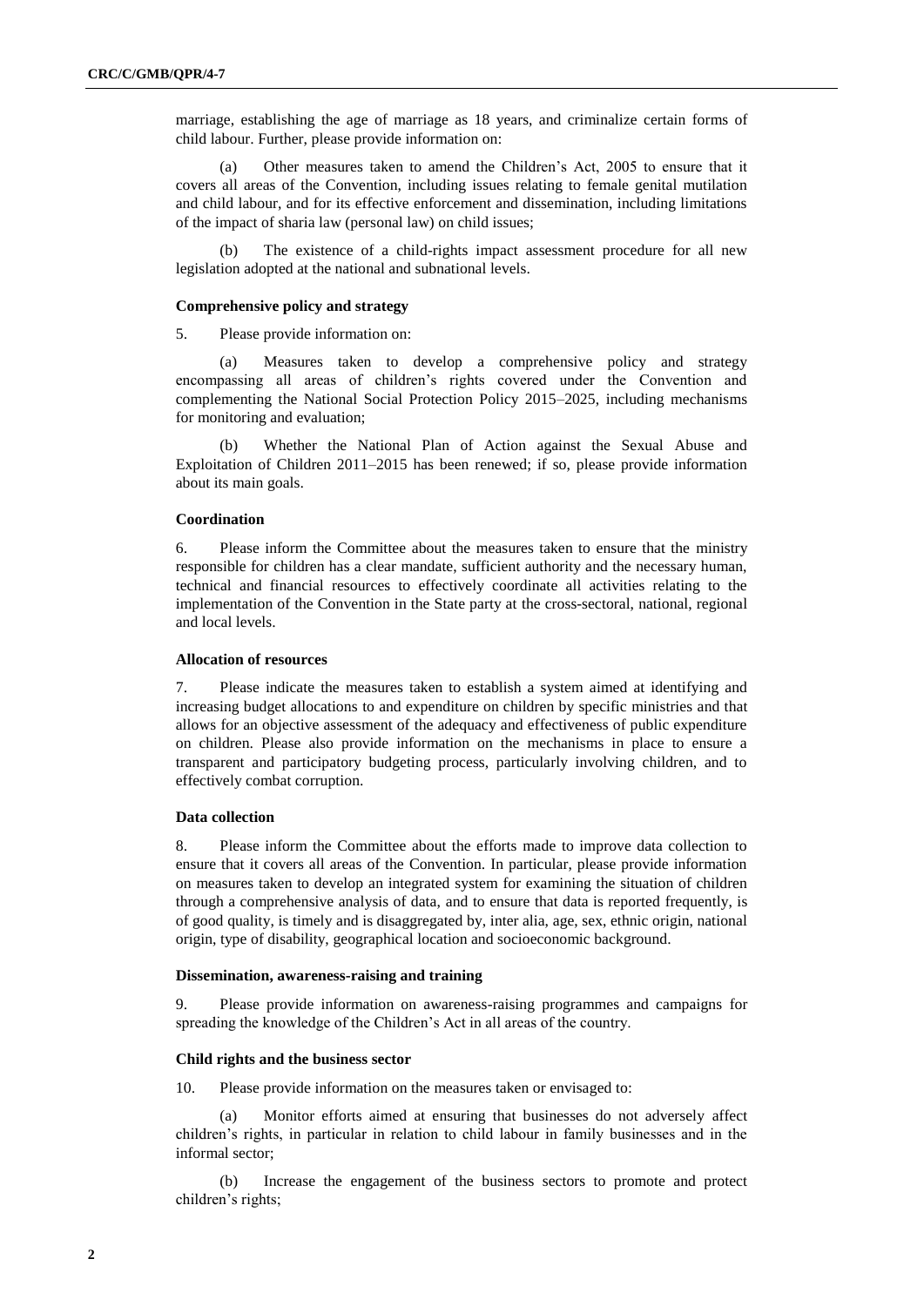marriage, establishing the age of marriage as 18 years, and criminalize certain forms of child labour. Further, please provide information on:

(a) Other measures taken to amend the Children's Act, 2005 to ensure that it covers all areas of the Convention, including issues relating to female genital mutilation and child labour, and for its effective enforcement and dissemination, including limitations of the impact of sharia law (personal law) on child issues;

(b) The existence of a child-rights impact assessment procedure for all new legislation adopted at the national and subnational levels.

### Comprehensive policy and strategy

5. Please provide information on:

(a) Measures taken to develop a comprehensive policy and strategy encompassing all areas of children's rights covered under the Convention and complementing the National Social Protection Policy 2015–2025, including mechanisms for monitoring and evaluation;

(b) Whether the National Plan of Action against the Sexual Abuse and Exploitation of Children 2011–2015 has been renewed; if so, please provide information about its main goals.

### Coordination

6. Please inform the Committee about the measures taken to ensure that the ministry responsible for children has a clear mandate, sufficient authority and the necessary human, technical and financial resources to effectively coordinate all activities relating to the implementation of the Convention in the State party at the cross-sectoral, national, regional and local levels.

### Allocation of resources

7. Please indicate the measures taken to establish a system aimed at identifying and increasing budget allocations to and expenditure on children by specific ministries and that allows for an objective assessment of the adequacy and effectiveness of public expenditure on children. Please also provide information on the mechanisms in place to ensure a transparent and participatory budgeting process, particularly involving children, and to effectively combat corruption.

### Data collection

8. Please inform the Committee about the efforts made to improve data collection to ensure that it covers all areas of the Convention. In particular, please provide information on measures taken to develop an integrated system for examining the situation of children through a comprehensive analysis of data, and to ensure that data is reported frequently, is of good quality, is timely and is disaggregated by, inter alia, age, sex, ethnic origin, national origin, type of disability, geographical location and socioeconomic background.

### Dissemination, awareness-raising and training

9. Please provide information on awareness-raising programmes and campaigns for spreading the knowledge of the Children's Act in all areas of the country.

### Child rights and the business sector

10. Please provide information on the measures taken or envisaged to:

(a) Monitor efforts aimed at ensuring that businesses do not adversely affect children's rights, in particular in relation to child labour in family businesses and in the informal sector;

(b) Increase the engagement of the business sectors to promote and protect children's rights;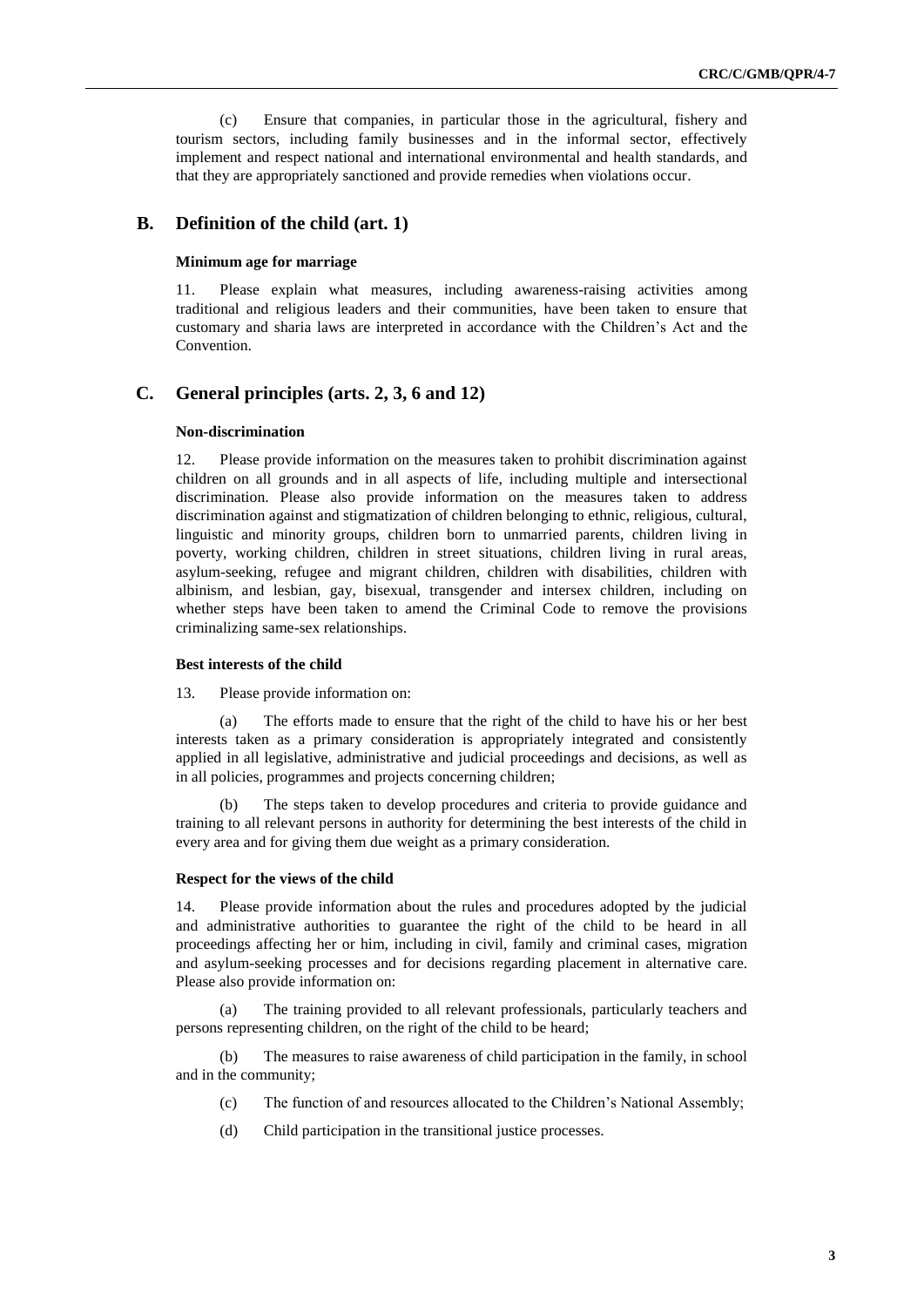(c) Ensure that companies, in particular those in the agricultural, fishery and tourism sectors, including family businesses and in the informal sector, effectively implement and respect national and international environmental and health standards, and that they are appropriately sanctioned and provide remedies when violations occur.

## B. Definition of the child (art. 1)

### Minimum age for marriage

11. Please explain what measures, including awareness-raising activities among traditional and religious leaders and their communities, have been taken to ensure that customary and sharia laws are interpreted in accordance with the Children's Act and the Convention.

## C. General principles (arts. 2, 3, 6 and 12)

### Non-discrimination

12. Please provide information on the measures taken to prohibit discrimination against children on all grounds and in all aspects of life, including multiple and intersectional discrimination. Please also provide information on the measures taken to address discrimination against and stigmatization of children belonging to ethnic, religious, cultural, linguistic and minority groups, children born to unmarried parents, children living in poverty, working children, children in street situations, children living in rural areas, asylum-seeking, refugee and migrant children, children with disabilities, children with albinism, and lesbian, gay, bisexual, transgender and intersex children, including on whether steps have been taken to amend the Criminal Code to remove the provisions criminalizing same-sex relationships.

### Best interests of the child

13. Please provide information on:

(a) The efforts made to ensure that the right of the child to have his or her best interests taken as a primary consideration is appropriately integrated and consistently applied in all legislative, administrative and judicial proceedings and decisions, as well as in all policies, programmes and projects concerning children;

(b) The steps taken to develop procedures and criteria to provide guidance and training to all relevant persons in authority for determining the best interests of the child in every area and for giving them due weight as a primary consideration.

### Respect for the views of the child

14. Please provide information about the rules and procedures adopted by the judicial and administrative authorities to guarantee the right of the child to be heard in all proceedings affecting her or him, including in civil, family and criminal cases, migration and asylum-seeking processes and for decisions regarding placement in alternative care. Please also provide information on:

(a) The training provided to all relevant professionals, particularly teachers and persons representing children, on the right of the child to be heard;

(b) The measures to raise awareness of child participation in the family, in school and in the community;

(c) The function of and resources allocated to the Children's National Assembly;

(d) Child participation in the transitional justice processes.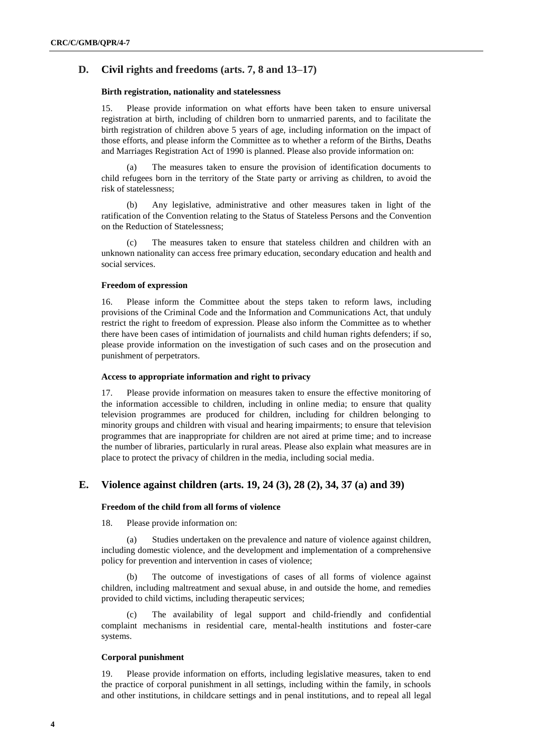## D. Civil rights and freedoms (arts. 7, 8 and 13–17)

### Birth registration, nationality and statelessness

15. Please provide information on what efforts have been taken to ensure universal registration at birth, including of children born to unmarried parents, and to facilitate the birth registration of children above 5 years of age, including information on the impact of those efforts, and please inform the Committee as to whether a reform of the Births, Deaths and Marriages Registration Act of 1990 is planned. Please also provide information on:

(a) The measures taken to ensure the provision of identification documents to child refugees born in the territory of the State party or arriving as children, to avoid the risk of statelessness;

(b) Any legislative, administrative and other measures taken in light of the ratification of the Convention relating to the Status of Stateless Persons and the Convention on the Reduction of Statelessness;

(c) The measures taken to ensure that stateless children and children with an unknown nationality can access free primary education, secondary education and health and social services.

### Freedom of expression

16. Please inform the Committee about the steps taken to reform laws, including provisions of the Criminal Code and the Information and Communications Act, that unduly restrict the right to freedom of expression. Please also inform the Committee as to whether there have been cases of intimidation of journalists and child human rights defenders; if so, please provide information on the investigation of such cases and on the prosecution and punishment of perpetrators.

### Access to appropriate information and right to privacy

17. Please provide information on measures taken to ensure the effective monitoring of the information accessible to children, including in online media; to ensure that quality television programmes are produced for children, including for children belonging to minority groups and children with visual and hearing impairments; to ensure that television programmes that are inappropriate for children are not aired at prime time; and to increase the number of libraries, particularly in rural areas. Please also explain what measures are in place to protect the privacy of children in the media, including social media.

## E. Violence against children (arts. 19, 24 (3), 28 (2), 34, 37 (a) and 39)

### Freedom of the child from all forms of violence

18. Please provide information on:

(a) Studies undertaken on the prevalence and nature of violence against children, including domestic violence, and the development and implementation of a comprehensive policy for prevention and intervention in cases of violence;

(b) The outcome of investigations of cases of all forms of violence against children, including maltreatment and sexual abuse, in and outside the home, and remedies provided to child victims, including therapeutic services;

(c) The availability of legal support and child-friendly and confidential complaint mechanisms in residential care, mental-health institutions and foster-care systems.

### Corporal punishment

19. Please provide information on efforts, including legislative measures, taken to end the practice of corporal punishment in all settings, including within the family, in schools and other institutions, in childcare settings and in penal institutions, and to repeal all legal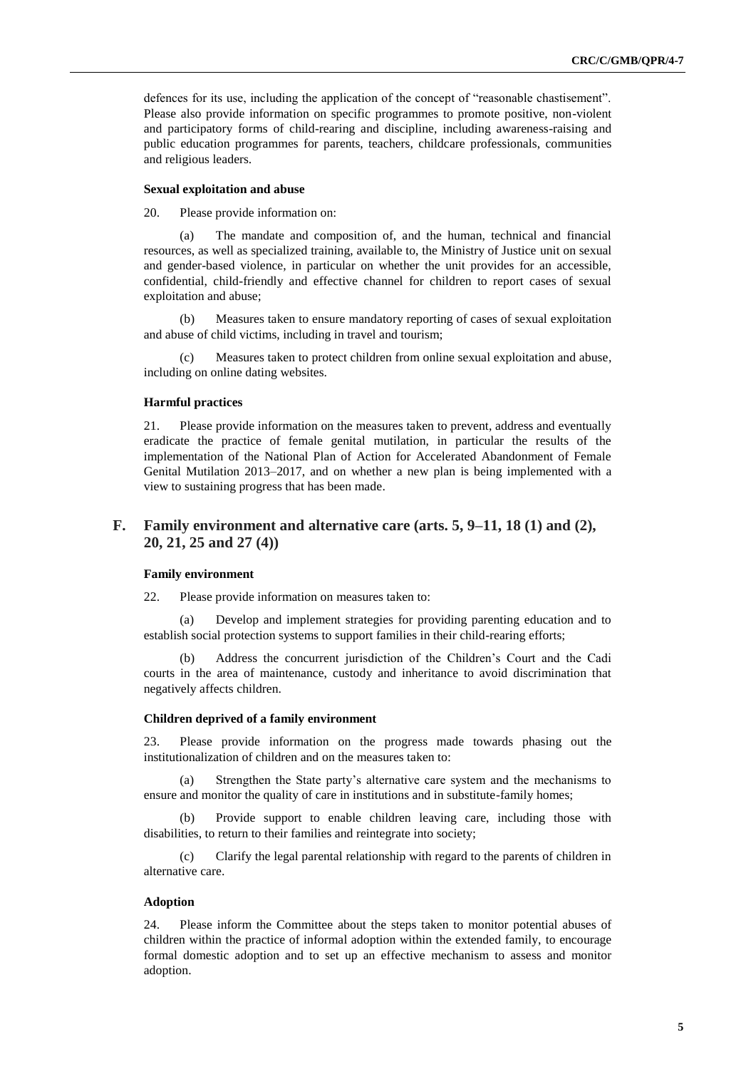defences for its use, including the application of the concept of "reasonable chastisement". Please also provide information on specific programmes to promote positive, non-violent and participatory forms of child-rearing and discipline, including awareness-raising and public education programmes for parents, teachers, childcare professionals, communities and religious leaders.

#### Sexual exploitation and abuse

20. Please provide information on:

(a) The mandate and composition of, and the human, technical and financial resources, as well as specialized training, available to, the Ministry of Justice unit on sexual and gender-based violence, in particular on whether the unit provides for an accessible, confidential, child-friendly and effective channel for children to report cases of sexual exploitation and abuse;

(b) Measures taken to ensure mandatory reporting of cases of sexual exploitation and abuse of child victims, including in travel and tourism;

(c) Measures taken to protect children from online sexual exploitation and abuse, including on online dating websites.

#### Harmful practices

21. Please provide information on the measures taken to prevent, address and eventually eradicate the practice of female genital mutilation, in particular the results of the implementation of the National Plan of Action for Accelerated Abandonment of Female Genital Mutilation 2013–2017, and on whether a new plan is being implemented with a view to sustaining progress that has been made.

## F. Family environment and alternative care (arts. 5, 9–11, 18 (1) and (2), 20, 21, 25 and 27 (4))

#### Family environment

22. Please provide information on measures taken to:

(a) Develop and implement strategies for providing parenting education and to establish social protection systems to support families in their child-rearing efforts;

(b) Address the concurrent jurisdiction of the Children's Court and the Cadi courts in the area of maintenance, custody and inheritance to avoid discrimination that negatively affects children.

#### Children deprived of a family environment

23. Please provide information on the progress made towards phasing out the institutionalization of children and on the measures taken to:

(a) Strengthen the State party's alternative care system and the mechanisms to ensure and monitor the quality of care in institutions and in substitute-family homes;

(b) Provide support to enable children leaving care, including those with disabilities, to return to their families and reintegrate into society;

(c) Clarify the legal parental relationship with regard to the parents of children in alternative care.

#### Adoption

24. Please inform the Committee about the steps taken to monitor potential abuses of children within the practice of informal adoption within the extended family, to encourage formal domestic adoption and to set up an effective mechanism to assess and monitor adoption.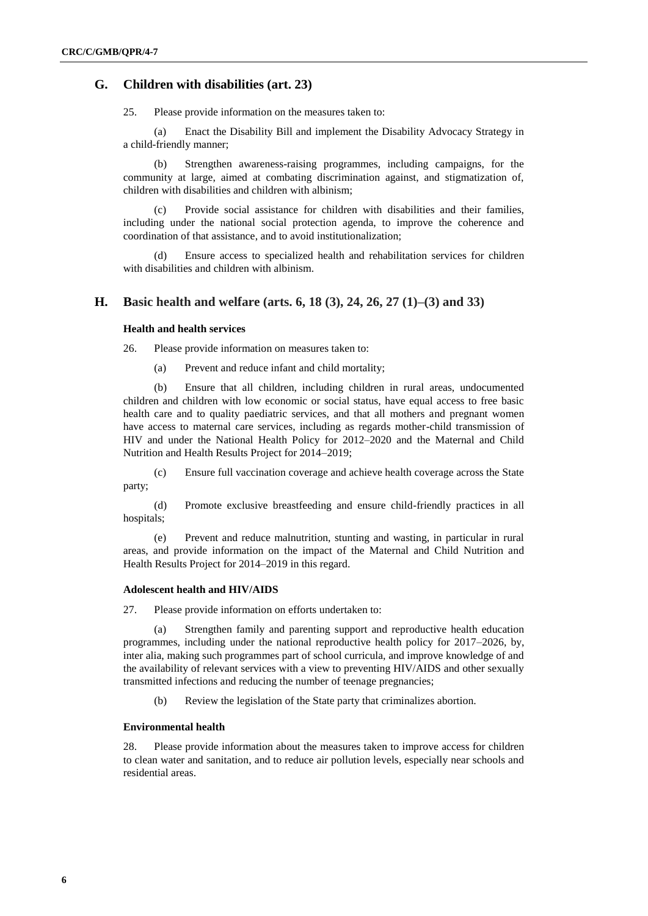## G. Children with disabilities (art. 23)

25. Please provide information on the measures taken to:

(a) Enact the Disability Bill and implement the Disability Advocacy Strategy in a child-friendly manner;

(b) Strengthen awareness-raising programmes, including campaigns, for the community at large, aimed at combating discrimination against, and stigmatization of, children with disabilities and children with albinism;

(c) Provide social assistance for children with disabilities and their families, including under the national social protection agenda, to improve the coherence and coordination of that assistance, and to avoid institutionalization;

(d) Ensure access to specialized health and rehabilitation services for children with disabilities and children with albinism.

## H. Basic health and welfare (arts. 6, 18 (3), 24, 26, 27 (1)–(3) and 33)

### Health and health services

26. Please provide information on measures taken to:

(a) Prevent and reduce infant and child mortality;

(b) Ensure that all children, including children in rural areas, undocumented children and children with low economic or social status, have equal access to free basic health care and to quality paediatric services, and that all mothers and pregnant women have access to maternal care services, including as regards mother-child transmission of HIV and under the National Health Policy for 2012–2020 and the Maternal and Child Nutrition and Health Results Project for 2014–2019;

(c) Ensure full vaccination coverage and achieve health coverage across the State party;

(d) Promote exclusive breastfeeding and ensure child-friendly practices in all hospitals;

(e) Prevent and reduce malnutrition, stunting and wasting, in particular in rural areas, and provide information on the impact of the Maternal and Child Nutrition and Health Results Project for 2014–2019 in this regard.

### Adolescent health and HIV/AIDS

27. Please provide information on efforts undertaken to:

(a) Strengthen family and parenting support and reproductive health education programmes, including under the national reproductive health policy for 2017–2026, by, inter alia, making such programmes part of school curricula, and improve knowledge of and the availability of relevant services with a view to preventing HIV/AIDS and other sexually transmitted infections and reducing the number of teenage pregnancies;

(b) Review the legislation of the State party that criminalizes abortion.

### Environmental health

28. Please provide information about the measures taken to improve access for children to clean water and sanitation, and to reduce air pollution levels, especially near schools and residential areas.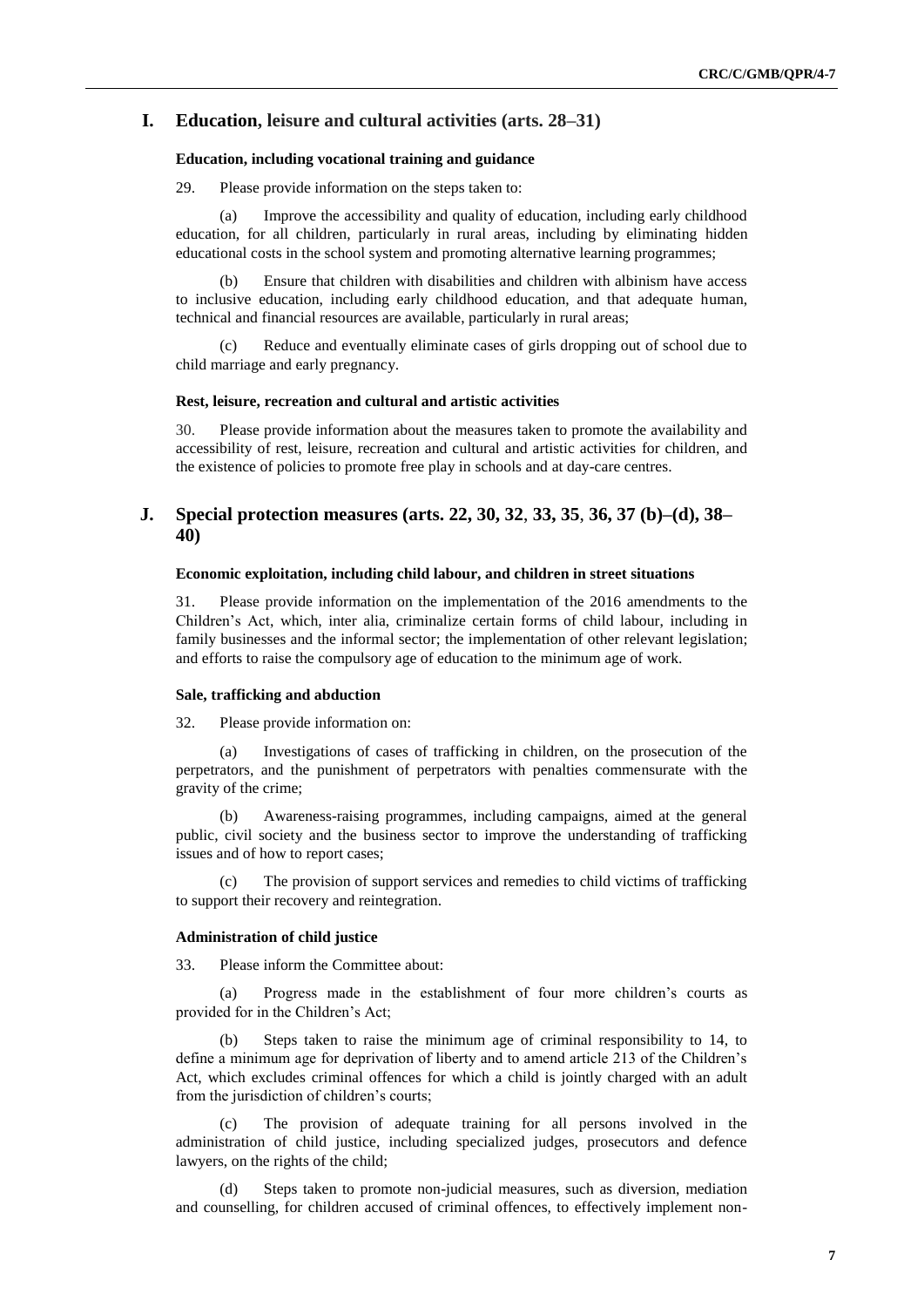## I. Education, leisure and cultural activities (arts. 28–31)

### Education, including vocational training and guidance

29. Please provide information on the steps taken to:

(a) Improve the accessibility and quality of education, including early childhood education, for all children, particularly in rural areas, including by eliminating hidden educational costs in the school system and promoting alternative learning programmes;

(b) Ensure that children with disabilities and children with albinism have access to inclusive education, including early childhood education, and that adequate human, technical and financial resources are available, particularly in rural areas;

(c) Reduce and eventually eliminate cases of girls dropping out of school due to child marriage and early pregnancy.

### Rest, leisure, recreation and cultural and artistic activities

30. Please provide information about the measures taken to promote the availability and accessibility of rest, leisure, recreation and cultural and artistic activities for children, and the existence of policies to promote free play in schools and at day-care centres.

## J. Special protection measures (arts. 22, 30, 32, 33, 35, 36, 37 (b)–(d), 38–40)

### Economic exploitation, including child labour, and children in street situations

31. Please provide information on the implementation of the 2016 amendments to the Children's Act, which, inter alia, criminalize certain forms of child labour, including in family businesses and the informal sector; the implementation of other relevant legislation; and efforts to raise the compulsory age of education to the minimum age of work.

### Sale, trafficking and abduction

32. Please provide information on:

(a) Investigations of cases of trafficking in children, on the prosecution of the perpetrators, and the punishment of perpetrators with penalties commensurate with the gravity of the crime;

(b) Awareness-raising programmes, including campaigns, aimed at the general public, civil society and the business sector to improve the understanding of trafficking issues and of how to report cases;

(c) The provision of support services and remedies to child victims of trafficking to support their recovery and reintegration.

### Administration of child justice

33. Please inform the Committee about:

(a) Progress made in the establishment of four more children's courts as provided for in the Children's Act;

(b) Steps taken to raise the minimum age of criminal responsibility to 14, to define a minimum age for deprivation of liberty and to amend article 213 of the Children's Act, which excludes criminal offences for which a child is jointly charged with an adult from the jurisdiction of children's courts;

(c) The provision of adequate training for all persons involved in the administration of child justice, including specialized judges, prosecutors and defence lawyers, on the rights of the child;

(d) Steps taken to promote non-judicial measures, such as diversion, mediation and counselling, for children accused of criminal offences, to effectively implement non-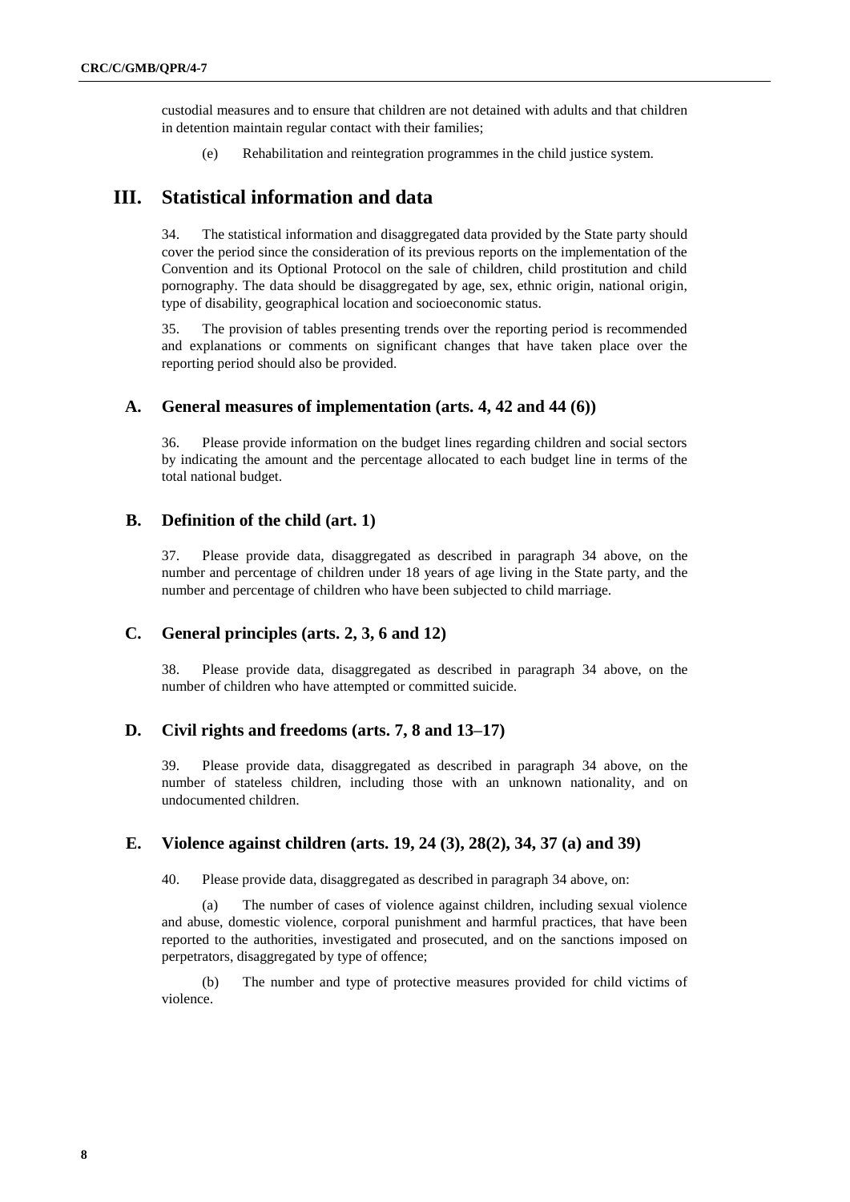custodial measures and to ensure that children are not detained with adults and that children in detention maintain regular contact with their families;

(e) Rehabilitation and reintegration programmes in the child justice system.

# III. Statistical information and data

34. The statistical information and disaggregated data provided by the State party should cover the period since the consideration of its previous reports on the implementation of the Convention and its Optional Protocol on the sale of children, child prostitution and child pornography. The data should be disaggregated by age, sex, ethnic origin, national origin, type of disability, geographical location and socioeconomic status.

35. The provision of tables presenting trends over the reporting period is recommended and explanations or comments on significant changes that have taken place over the reporting period should also be provided.

## A. General measures of implementation (arts. 4, 42 and 44 (6))

36. Please provide information on the budget lines regarding children and social sectors by indicating the amount and the percentage allocated to each budget line in terms of the total national budget.

## B. Definition of the child (art. 1)

37. Please provide data, disaggregated as described in paragraph 34 above, on the number and percentage of children under 18 years of age living in the State party, and the number and percentage of children who have been subjected to child marriage.

## C. General principles (arts. 2, 3, 6 and 12)

38. Please provide data, disaggregated as described in paragraph 34 above, on the number of children who have attempted or committed suicide.

## D. Civil rights and freedoms (arts. 7, 8 and 13–17)

39. Please provide data, disaggregated as described in paragraph 34 above, on the number of stateless children, including those with an unknown nationality, and on undocumented children.

## E. Violence against children (arts. 19, 24 (3), 28(2), 34, 37 (a) and 39)

40. Please provide data, disaggregated as described in paragraph 34 above, on:

(a) The number of cases of violence against children, including sexual violence and abuse, domestic violence, corporal punishment and harmful practices, that have been reported to the authorities, investigated and prosecuted, and on the sanctions imposed on perpetrators, disaggregated by type of offence;

(b) The number and type of protective measures provided for child victims of violence.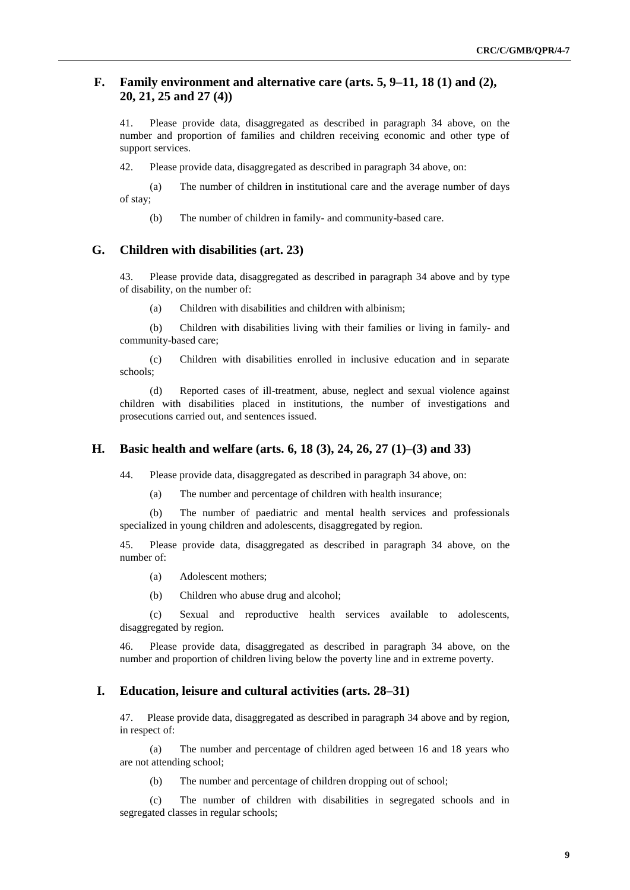## F. Family environment and alternative care (arts. 5, 9–11, 18 (1) and (2), 20, 21, 25 and 27 (4))

41. Please provide data, disaggregated as described in paragraph 34 above, on the number and proportion of families and children receiving economic and other type of support services.

42. Please provide data, disaggregated as described in paragraph 34 above, on:

(a) The number of children in institutional care and the average number of days of stay;

(b) The number of children in family- and community-based care.

## G. Children with disabilities (art. 23)

43. Please provide data, disaggregated as described in paragraph 34 above and by type of disability, on the number of:

(a) Children with disabilities and children with albinism;

(b) Children with disabilities living with their families or living in family- and community-based care;

(c) Children with disabilities enrolled in inclusive education and in separate schools;

(d) Reported cases of ill-treatment, abuse, neglect and sexual violence against children with disabilities placed in institutions, the number of investigations and prosecutions carried out, and sentences issued.

## H. Basic health and welfare (arts. 6, 18 (3), 24, 26, 27 (1)–(3) and 33)

44. Please provide data, disaggregated as described in paragraph 34 above, on:

(a) The number and percentage of children with health insurance;

(b) The number of paediatric and mental health services and professionals specialized in young children and adolescents, disaggregated by region.

45. Please provide data, disaggregated as described in paragraph 34 above, on the number of:

(a) Adolescent mothers;

(b) Children who abuse drug and alcohol;

(c) Sexual and reproductive health services available to adolescents, disaggregated by region.

46. Please provide data, disaggregated as described in paragraph 34 above, on the number and proportion of children living below the poverty line and in extreme poverty.

## I. Education, leisure and cultural activities (arts. 28–31)

47. Please provide data, disaggregated as described in paragraph 34 above and by region, in respect of:

(a) The number and percentage of children aged between 16 and 18 years who are not attending school;

(b) The number and percentage of children dropping out of school;

(c) The number of children with disabilities in segregated schools and in segregated classes in regular schools;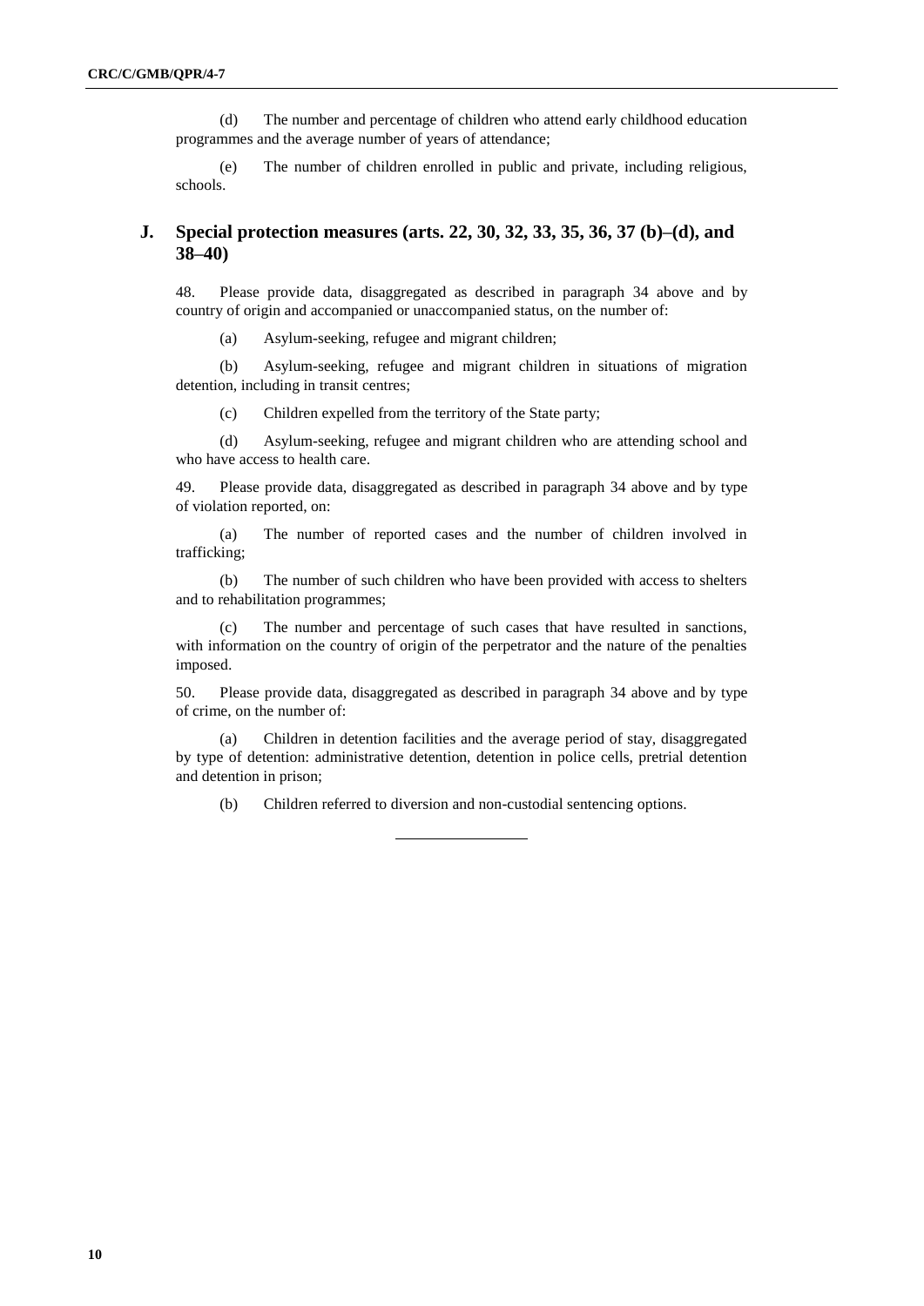(d) The number and percentage of children who attend early childhood education programmes and the average number of years of attendance;

(e) The number of children enrolled in public and private, including religious, schools.

## J. Special protection measures (arts. 22, 30, 32, 33, 35, 36, 37 (b)–(d), and 38–40)

48. Please provide data, disaggregated as described in paragraph 34 above and by country of origin and accompanied or unaccompanied status, on the number of:

(a) Asylum-seeking, refugee and migrant children;

(b) Asylum-seeking, refugee and migrant children in situations of migration detention, including in transit centres;

(c) Children expelled from the territory of the State party;

(d) Asylum-seeking, refugee and migrant children who are attending school and who have access to health care.

49. Please provide data, disaggregated as described in paragraph 34 above and by type of violation reported, on:

(a) The number of reported cases and the number of children involved in trafficking;

(b) The number of such children who have been provided with access to shelters and to rehabilitation programmes;

(c) The number and percentage of such cases that have resulted in sanctions, with information on the country of origin of the perpetrator and the nature of the penalties imposed.

50. Please provide data, disaggregated as described in paragraph 34 above and by type of crime, on the number of:

(a) Children in detention facilities and the average period of stay, disaggregated by type of detention: administrative detention, detention in police cells, pretrial detention and detention in prison;

(b) Children referred to diversion and non-custodial sentencing options.